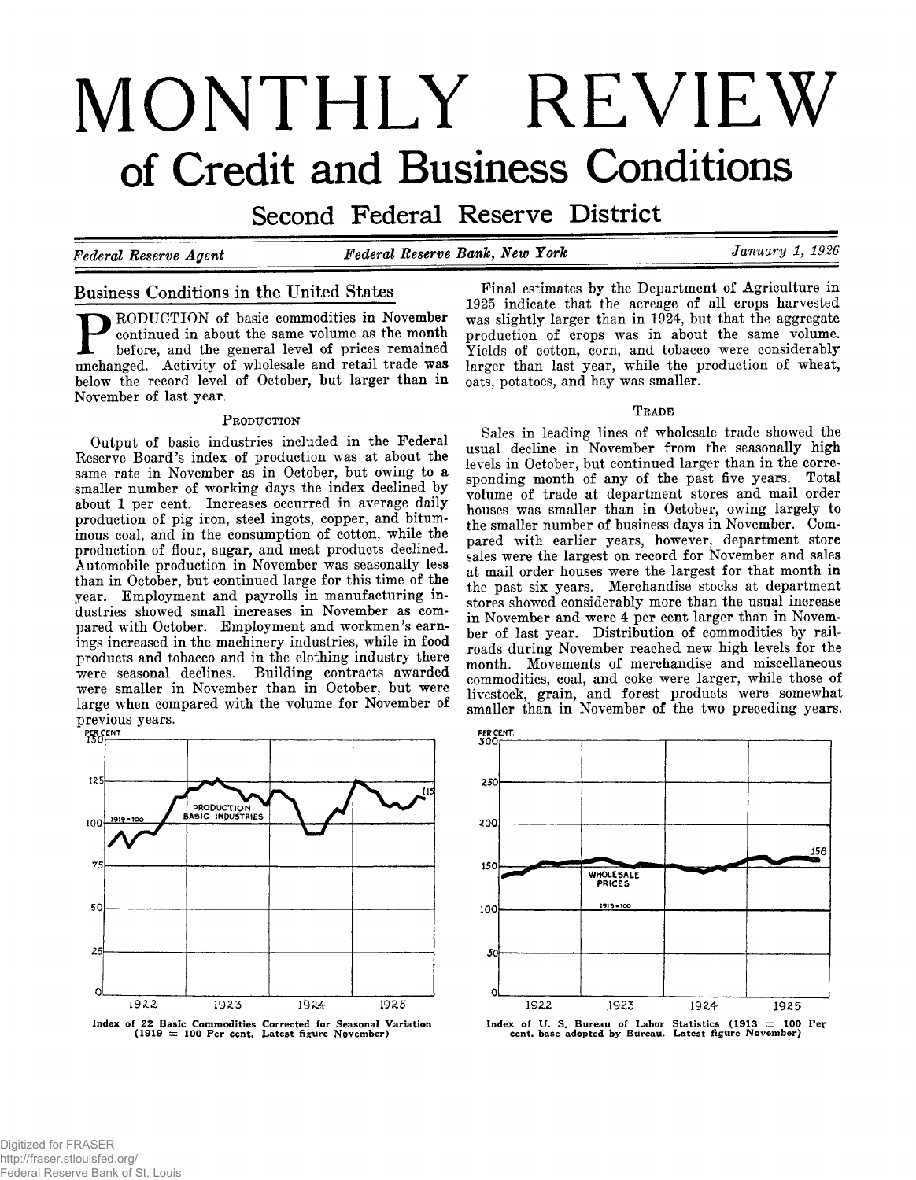# MONTHLY REVIEW
## of Credit and Business Conditions
### Second Federal Reserve District

*Federal Reserve Agent* — *Federal Reserve Bank, New York* — *January 1, 1926*

## Business Conditions in the United States

PRODUCTION of basic commodities in November continued in about the same volume as the month before, and the general level of prices remained unchanged. Activity of wholesale and retail trade was below the record level of October, but larger than in November of last year.

### Production

Output of basic industries included in the Federal Reserve Board's index of production was at about the same rate in November as in October, but owing to a smaller number of working days the index declined by about 1 per cent. Increases occurred in average daily production of pig iron, steel ingots, copper, and bituminous coal, and in the consumption of cotton, while the production of flour, sugar, and meat products declined. Automobile production in November was seasonally less than in October, but continued large for this time of the year. Employment and payrolls in manufacturing industries showed small increases in November as compared with October. Employment and workmen's earnings increased in the machinery industries, while in food products and tobacco and in the clothing industry there were seasonal declines. Building contracts awarded were smaller in November than in October, but were large when compared with the volume for November of previous years.

Final estimates by the Department of Agriculture in 1925 indicate that the acreage of all crops harvested was slightly larger than in 1924, but that the aggregate production of crops was in about the same volume. Yields of cotton, corn, and tobacco were considerably larger than last year, while the production of wheat, oats, potatoes, and hay was smaller.

### Trade

Sales in leading lines of wholesale trade showed the usual decline in November from the seasonally high levels in October, but continued larger than in the corresponding month of any of the past five years. Total volume of trade at department stores and mail order houses was smaller than in October, owing largely to the smaller number of business days in November. Compared with earlier years, however, department store sales were the largest on record for November and sales at mail order houses were the largest for that month in the past six years. Merchandise stocks at department stores showed considerably more than the usual increase in November and were 4 per cent larger than in November of last year. Distribution of commodities by railroads during November reached new high levels for the month. Movements of merchandise and miscellaneous commodities, coal, and coke were larger, while those of livestock, grain, and forest products were somewhat smaller than in November of the two preceding years.

Index of 22 Basic Commodities Corrected for Seasonal Variation (1919 = 100 Per cent. Latest figure November)

Index of U. S. Bureau of Labor Statistics (1913 = 100 Per cent. base adopted by Bureau. Latest figure November)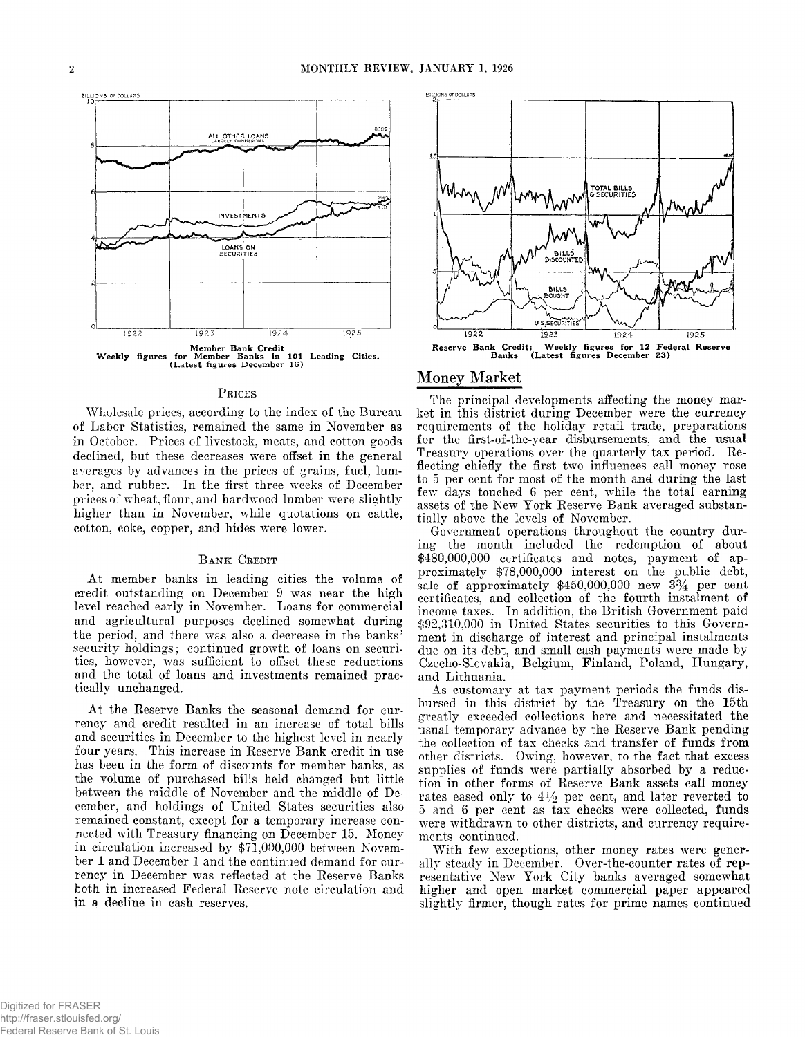Member Bank Credit
Weekly figures for Member Banks in 101 Leading Cities.
(Latest figures December 16)

Reserve Bank Credit: Weekly figures for 12 Federal Reserve Banks (Latest figures December 23)

### PRICES

Wholesale prices, according to the index of the Bureau of Labor Statistics, remained the same in November as in October. Prices of livestock, meats, and cotton goods declined, but these decreases were offset in the general averages by advances in the prices of grains, fuel, lumber, and rubber. In the first three weeks of December prices of wheat, flour, and hardwood lumber were slightly higher than in November, while quotations on cattle, cotton, coke, copper, and hides were lower.

### BANK CREDIT

At member banks in leading cities the volume of credit outstanding on December 9 was near the high level reached early in November. Loans for commercial and agricultural purposes declined somewhat during the period, and there was also a decrease in the banks' security holdings; continued growth of loans on securities, however, was sufficient to offset these reductions and the total of loans and investments remained practically unchanged.

At the Reserve Banks the seasonal demand for currency and credit resulted in an increase of total bills and securities in December to the highest level in nearly four years. This increase in Reserve Bank credit in use has been in the form of discounts for member banks, as the volume of purchased bills held changed but little between the middle of November and the middle of December, and holdings of United States securities also remained constant, except for a temporary increase connected with Treasury financing on December 15. Money in circulation increased by $71,000,000 between November 1 and December 1 and the continued demand for currency in December was reflected at the Reserve Banks both in increased Federal Reserve note circulation and in a decline in cash reserves.

## Money Market

The principal developments affecting the money market in this district during December were the currency requirements of the holiday retail trade, preparations for the first-of-the-year disbursements, and the usual Treasury operations over the quarterly tax period. Reflecting chiefly the first two influences call money rose to 5 per cent for most of the month and during the last few days touched 6 per cent, while the total earning assets of the New York Reserve Bank averaged substantially above the levels of November.

Government operations throughout the country during the month included the redemption of about $480,000,000 certificates and notes, payment of approximately $78,000,000 interest on the public debt, sale of approximately $450,000,000 new $3\frac{3}{4}$ per cent certificates, and collection of the fourth instalment of income taxes. In addition, the British Government paid $92,310,000 in United States securities to this Government in discharge of interest and principal instalments due on its debt, and small cash payments were made by Czecho-Slovakia, Belgium, Finland, Poland, Hungary, and Lithuania.

As customary at tax payment periods the funds disbursed in this district by the Treasury on the 15th greatly exceeded collections here and necessitated the usual temporary advance by the Reserve Bank pending the collection of tax checks and transfer of funds from other districts. Owing, however, to the fact that excess supplies of funds were partially absorbed by a reduction in other forms of Reserve Bank assets call money rates eased only to $4\frac{1}{2}$ per cent, and later reverted to 5 and 6 per cent as tax checks were collected, funds were withdrawn to other districts, and currency requirements continued.

With few exceptions, other money rates were generally steady in December. Over-the-counter rates of representative New York City banks averaged somewhat higher and open market commercial paper appeared slightly firmer, though rates for prime names continued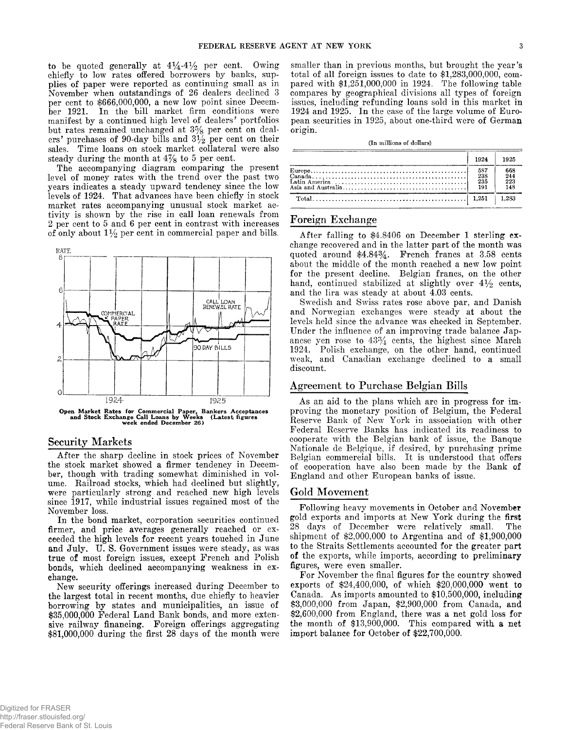to be quoted generally at 4¼-4½ per cent. Owing chiefly to low rates offered borrowers by banks, supplies of paper were reported as continuing small as in November when outstandings of 26 dealers declined 3 per cent to $666,000,000, a new low point since December 1921. In the bill market firm conditions were manifest by a continued high level of dealers' portfolios but rates remained unchanged at 3⅝ per cent on dealers' purchases of 90-day bills and 3½ per cent on their sales. Time loans on stock market collateral were also steady during the month at 4⅞ to 5 per cent.

The accompanying diagram comparing the present level of money rates with the trend over the past two years indicates a steady upward tendency since the low levels of 1924. That advances have been chiefly in stock market rates accompanying unusual stock market activity is shown by the rise in call loan renewals from 2 per cent to 5 and 6 per cent in contrast with increases of only about 1½ per cent in commercial paper and bills.

**Open Market Rates for Commercial Paper, Bankers Acceptances and Stock Exchange Call Loans by Weeks (Latest figures week ended December 26)**

## Security Markets

After the sharp decline in stock prices of November the stock market showed a firmer tendency in December, though with trading somewhat diminished in volume. Railroad stocks, which had declined but slightly, were particularly strong and reached new high levels since 1917, while industrial issues regained most of the November loss.

In the bond market, corporation securities continued firmer, and price averages generally reached or exceeded the high levels for recent years touched in June and July. U. S. Government issues were steady, as was true of most foreign issues, except French and Polish bonds, which declined accompanying weakness in exchange.

New security offerings increased during December to the largest total in recent months, due chiefly to heavier borrowing by states and municipalities, an issue of $35,000,000 Federal Land Bank bonds, and more extensive railway financing. Foreign offerings aggregating $81,000,000 during the first 28 days of the month were smaller than in previous months, but brought the year's total of all foreign issues to date to $1,283,000,000, compared with $1,251,000,000 in 1924. The following table compares by geographical divisions all types of foreign issues, including refunding loans sold in this market in 1924 and 1925. In the case of the large volume of European securities in 1925, about one-third were of German origin.

(In millions of dollars)

| | 1924 | 1925 |
|---|---|---|
| Europe | 587 | 668 |
| Canada | 238 | 244 |
| Latin America | 235 | 223 |
| Asia and Australia | 191 | 148 |
| Total | 1,251 | 1,283 |

## Foreign Exchange

After falling to $4.8406 on December 1 sterling exchange recovered and in the latter part of the month was quoted around $4.84¾. French francs at 3.58 cents about the middle of the month reached a new low point for the present decline. Belgian francs, on the other hand, continued stabilized at slightly over 4½ cents, and the lira was steady at about 4.03 cents.

Swedish and Swiss rates rose above par, and Danish and Norwegian exchanges were steady at about the levels held since the advance was checked in September. Under the influence of an improving trade balance Japanese yen rose to 43¾ cents, the highest since March 1924. Polish exchange, on the other hand, continued weak, and Canadian exchange declined to a small discount.

## Agreement to Purchase Belgian Bills

As an aid to the plans which are in progress for improving the monetary position of Belgium, the Federal Reserve Bank of New York in association with other Federal Reserve Banks has indicated its readiness to cooperate with the Belgian bank of issue, the Banque Nationale de Belgique, if desired, by purchasing prime Belgian commercial bills. It is understood that offers of cooperation have also been made by the Bank of England and other European banks of issue.

## Gold Movement

Following heavy movements in October and November gold exports and imports at New York during the first 28 days of December were relatively small. The shipment of $2,000,000 to Argentina and of $1,900,000 to the Straits Settlements accounted for the greater part of the exports, while imports, according to preliminary figures, were even smaller.

For November the final figures for the country showed exports of $24,400,000, of which $20,000,000 went to Canada. As imports amounted to $10,500,000, including $3,000,000 from Japan, $2,900,000 from Canada, and $2,600,000 from England, there was a net gold loss for the month of $13,900,000. This compared with a net import balance for October of $22,700,000.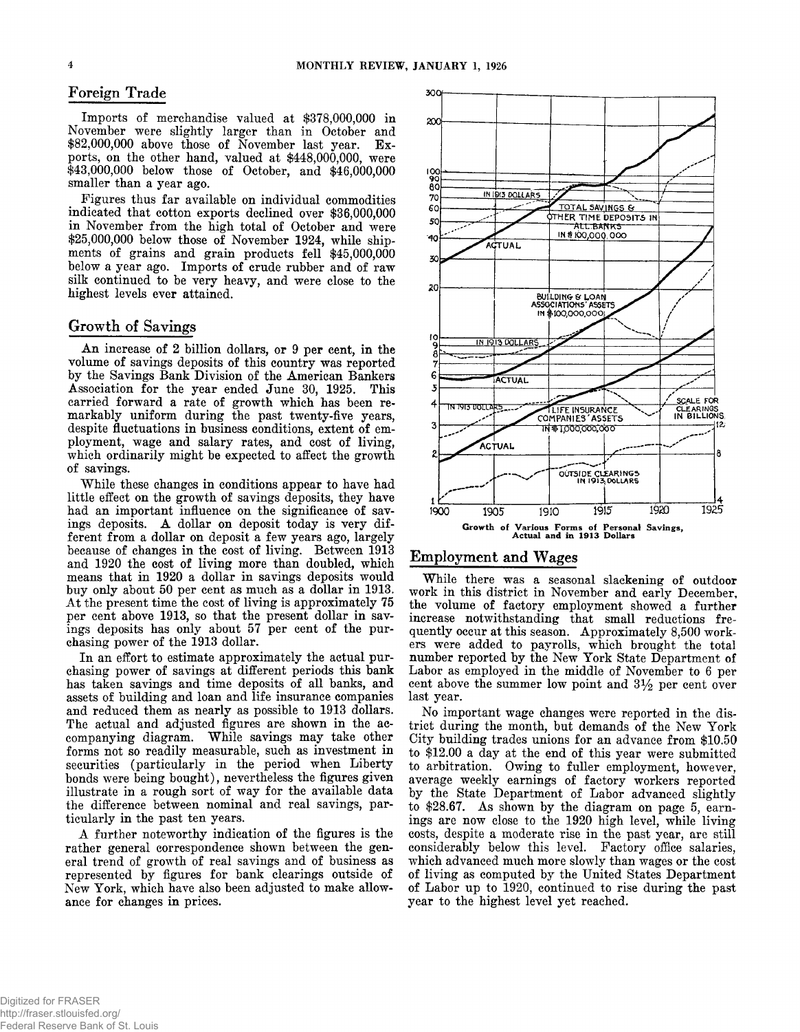## Foreign Trade

Imports of merchandise valued at $378,000,000 in November were slightly larger than in October and $82,000,000 above those of November last year. Exports, on the other hand, valued at $448,000,000, were $43,000,000 below those of October, and $46,000,000 smaller than a year ago.

Figures thus far available on individual commodities indicated that cotton exports declined over $36,000,000 in November from the high total of October and were $25,000,000 below those of November 1924, while shipments of grains and grain products fell $45,000,000 below a year ago. Imports of crude rubber and of raw silk continued to be very heavy, and were close to the highest levels ever attained.

## Growth of Savings

An increase of 2 billion dollars, or 9 per cent, in the volume of savings deposits of this country was reported by the Savings Bank Division of the American Bankers Association for the year ended June 30, 1925. This carried forward a rate of growth which has been remarkably uniform during the past twenty-five years, despite fluctuations in business conditions, extent of employment, wage and salary rates, and cost of living, which ordinarily might be expected to affect the growth of savings.

While these changes in conditions appear to have had little effect on the growth of savings deposits, they have had an important influence on the significance of savings deposits. A dollar on deposit today is very different from a dollar on deposit a few years ago, largely because of changes in the cost of living. Between 1913 and 1920 the cost of living more than doubled, which means that in 1920 a dollar in savings deposits would buy only about 50 per cent as much as a dollar in 1913. At the present time the cost of living is approximately 75 per cent above 1913, so that the present dollar in savings deposits has only about 57 per cent of the purchasing power of the 1913 dollar.

In an effort to estimate approximately the actual purchasing power of savings at different periods this bank has taken savings and time deposits of all banks, and assets of building and loan and life insurance companies and reduced them as nearly as possible to 1913 dollars. The actual and adjusted figures are shown in the accompanying diagram. While savings may take other forms not so readily measurable, such as investment in securities (particularly in the period when Liberty bonds were being bought), nevertheless the figures given illustrate in a rough sort of way for the available data the difference between nominal and real savings, particularly in the past ten years.

A further noteworthy indication of the figures is the rather general correspondence shown between the general trend of growth of real savings and of business as represented by figures for bank clearings outside of New York, which have also been adjusted to make allowance for changes in prices.

Growth of Various Forms of Personal Savings, Actual and in 1913 Dollars

## Employment and Wages

While there was a seasonal slackening of outdoor work in this district in November and early December, the volume of factory employment showed a further increase notwithstanding that small reductions frequently occur at this season. Approximately 8,500 workers were added to payrolls, which brought the total number reported by the New York State Department of Labor as employed in the middle of November to 6 per cent above the summer low point and 3½ per cent over last year.

No important wage changes were reported in the district during the month, but demands of the New York City building trades unions for an advance from $10.50 to $12.00 a day at the end of this year were submitted to arbitration. Owing to fuller employment, however, average weekly earnings of factory workers reported by the State Department of Labor advanced slightly to $28.67. As shown by the diagram on page 5, earnings are now close to the 1920 high level, while living costs, despite a moderate rise in the past year, are still considerably below this level. Factory office salaries, which advanced much more slowly than wages or the cost of living as computed by the United States Department of Labor up to 1920, continued to rise during the past year to the highest level yet reached.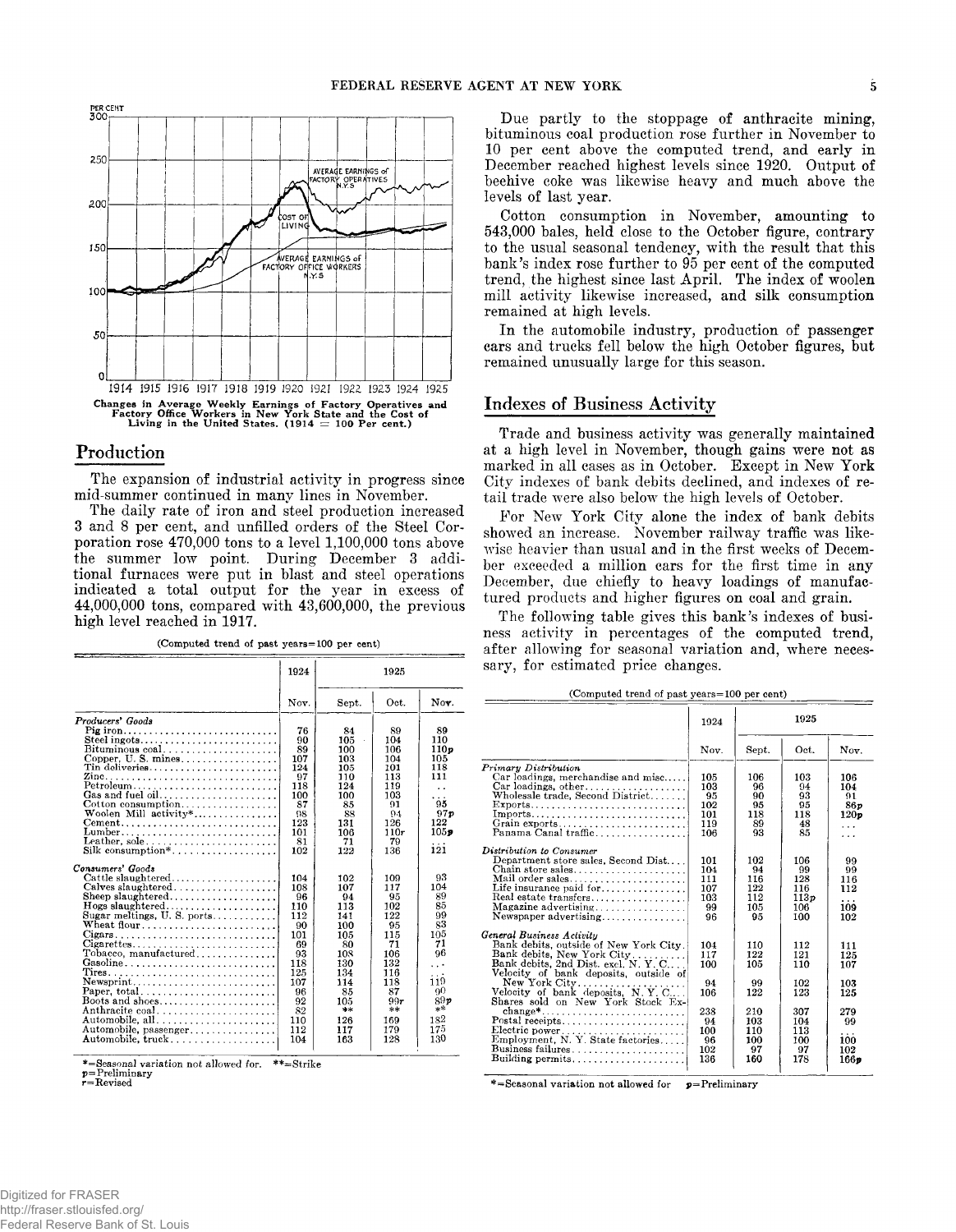Changes in Average Weekly Earnings of Factory Operatives and Factory Office Workers in New York State and the Cost of Living in the United States. (1914 = 100 Per cent.)

## Production

The expansion of industrial activity in progress since mid-summer continued in many lines in November.

The daily rate of iron and steel production increased 3 and 8 per cent, and unfilled orders of the Steel Corporation rose 470,000 tons to a level 1,100,000 tons above the summer low point. During December 3 additional furnaces were put in blast and steel operations indicated a total output for the year in excess of 44,000,000 tons, compared with 43,600,000, the previous high level reached in 1917.

(Computed trend of past years=100 per cent)

| | 1924 | 1925 | | |
|---|---|---|---|---|
| | Nov. | Sept. | Oct. | Nov. |
| *Producers' Goods* | | | | |
| Pig iron | 76 | 84 | 89 | 89 |
| Steel ingots | 90 | 105 | 104 | 110 |
| Bituminous coal | 89 | 100 | 106 | 110p |
| Copper, U. S. mines | 107 | 103 | 104 | 105 |
| Tin deliveries | 124 | 105 | 101 | 118 |
| Zinc | 97 | 110 | 113 | 111 |
| Petroleum | 118 | 124 | 119 | .. |
| Gas and fuel oil | 100 | 100 | 103 | ... |
| Cotton consumption | 87 | 85 | 91 | 95 |
| Woolen Mill activity* | 98 | 88 | 94 | 97p |
| Cement | 123 | 131 | 126 | 122 |
| Lumber | 101 | 106 | 110r | 105p |
| Leather, sole | 81 | 71 | 79 | ... |
| Silk consumption* | 102 | 122 | 136 | 121 |
| *Consumers' Goods* | | | | |
| Cattle slaughtered | 104 | 102 | 109 | 93 |
| Calves slaughtered | 108 | 107 | 117 | 104 |
| Sheep slaughtered | 96 | 94 | 95 | 89 |
| Hogs slaughtered | 110 | 113 | 102 | 85 |
| Sugar meltings, U. S. ports | 112 | 141 | 122 | 99 |
| Wheat flour | 90 | 100 | 95 | 83 |
| Cigars | 101 | 105 | 115 | 105 |
| Cigarettes | 69 | 80 | 71 | 71 |
| Tobacco, manufactured | 93 | 108 | 106 | 96 |
| Gasoline | 118 | 130 | 132 | ... |
| Tires | 125 | 134 | 116 | ... |
| Newsprint | 107 | 114 | 118 | 119 |
| Paper, total | 96 | 85 | 87 | 90 |
| Boots and shoes | 92 | 105 | 99r | 89p |
| Anthracite coal | 82 | ** | ** | ** |
| Automobile, all | 110 | 126 | 169 | 182 |
| Automobile, passenger | 112 | 117 | 179 | 175 |
| Automobile, truck | 104 | 163 | 128 | 130 |

*=Seasonal variation not allowed for. **=Strike
p=Preliminary
r=Revised

Due partly to the stoppage of anthracite mining, bituminous coal production rose further in November to 10 per cent above the computed trend, and early in December reached highest levels since 1920. Output of beehive coke was likewise heavy and much above the levels of last year.

Cotton consumption in November, amounting to 543,000 bales, held close to the October figure, contrary to the usual seasonal tendency, with the result that this bank's index rose further to 95 per cent of the computed trend, the highest since last April. The index of woolen mill activity likewise increased, and silk consumption remained at high levels.

In the automobile industry, production of passenger cars and trucks fell below the high October figures, but remained unusually large for this season.

## Indexes of Business Activity

Trade and business activity was generally maintained at a high level in November, though gains were not as marked in all cases as in October. Except in New York City indexes of bank debits declined, and indexes of retail trade were also below the high levels of October.

For New York City alone the index of bank debits showed an increase. November railway traffic was likewise heavier than usual and in the first weeks of December exceeded a million cars for the first time in any December, due chiefly to heavy loadings of manufactured products and higher figures on coal and grain.

The following table gives this bank's indexes of business activity in percentages of the computed trend, after allowing for seasonal variation and, where necessary, for estimated price changes.

(Computed trend of past years=100 per cent)

| | 1924 | 1925 | | |
|---|---|---|---|---|
| | Nov. | Sept. | Oct. | Nov. |
| *Primary Distribution* | | | | |
| Car loadings, merchandise and misc. | 105 | 106 | 103 | 106 |
| Car loadings, other | 103 | 96 | 94 | 104 |
| Wholesale trade, Second District | 95 | 90 | 93 | 91 |
| Exports | 102 | 95 | 95 | 86p |
| Imports | 101 | 118 | 118 | 120p |
| Grain exports | 119 | 89 | 48 | ... |
| Panama Canal traffic | 106 | 93 | 85 | ... |
| *Distribution to Consumer* | | | | |
| Department store sales, Second Dist. | 101 | 102 | 106 | 99 |
| Chain store sales | 104 | 94 | 99 | 99 |
| Mail order sales | 111 | 116 | 128 | 116 |
| Life insurance paid for | 107 | 122 | 116 | 112 |
| Real estate transfers | 103 | 112 | 113p | ... |
| Magazine advertising | 99 | 105 | 106 | 109 |
| Newspaper advertising | 96 | 95 | 100 | 102 |
| *General Business Activity* | | | | |
| Bank debits, outside of New York City | 104 | 110 | 112 | 111 |
| Bank debits, New York City | 117 | 122 | 121 | 125 |
| Bank debits, 2nd Dist. excl. N. Y. C. | 100 | 105 | 110 | 107 |
| Velocity of bank deposits, outside of New York City | 94 | 99 | 102 | 103 |
| Velocity of bank deposits, N. Y. C. | 106 | 122 | 123 | 125 |
| Shares sold on New York Stock Exchange* | 238 | 210 | 307 | 279 |
| Postal receipts | 94 | 103 | 104 | 99 |
| Electric power | 100 | 110 | 113 | ... |
| Employment, N. Y. State factories | 96 | 100 | 100 | 100 |
| Business failures | 102 | 97 | 97 | 102 |
| Building permits | 136 | 160 | 178 | 166p |

*=Seasonal variation not allowed for p=Preliminary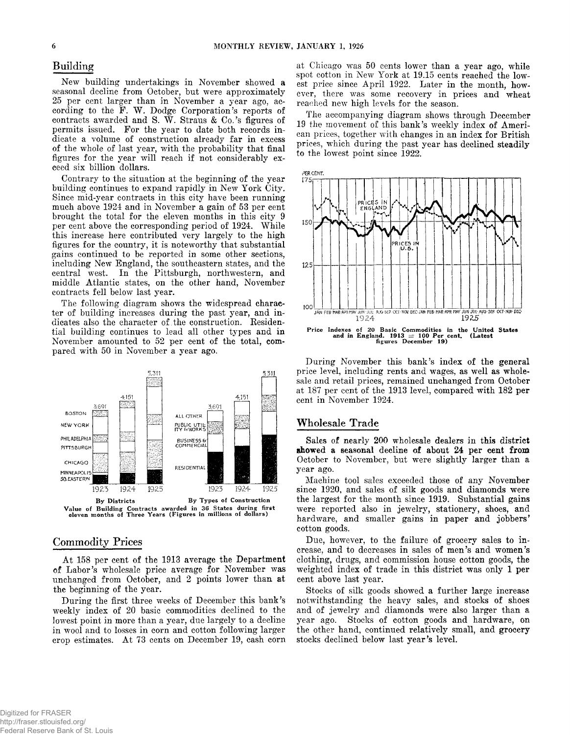## Building

New building undertakings in November showed a seasonal decline from October, but were approximately 25 per cent larger than in November a year ago, according to the F. W. Dodge Corporation's reports of contracts awarded and S. W. Straus & Co.'s figures of permits issued. For the year to date both records indicate a volume of construction already far in excess of the whole of last year, with the probability that final figures for the year will reach if not considerably exceed six billion dollars.

Contrary to the situation at the beginning of the year building continues to expand rapidly in New York City. Since mid-year contracts in this city have been running much above 1924 and in November a gain of 53 per cent brought the total for the eleven months in this city 9 per cent above the corresponding period of 1924. While this increase here contributed very largely to the high figures for the country, it is noteworthy that substantial gains continued to be reported in some other sections, including New England, the southeastern states, and the central west. In the Pittsburgh, northwestern, and middle Atlantic states, on the other hand, November contracts fell below last year.

The following diagram shows the widespread character of building increases during the past year, and indicates also the character of the construction. Residential building continues to lead all other types and in November amounted to 52 per cent of the total, compared with 50 in November a year ago.

**By Districts** — **By Types of Construction**

**Value of Building Contracts awarded in 36 States during first eleven months of Three Years (Figures in millions of dollars)**

## Commodity Prices

At 158 per cent of the 1913 average the Department of Labor's wholesale price average for November was unchanged from October, and 2 points lower than at the beginning of the year.

During the first three weeks of December this bank's weekly index of 20 basic commodities declined to the lowest point in more than a year, due largely to a decline in wool and to losses in corn and cotton following larger crop estimates. At 73 cents on December 19, cash corn at Chicago was 50 cents lower than a year ago, while spot cotton in New York at 19.15 cents reached the lowest price since April 1922. Later in the month, however, there was some recovery in prices and wheat reached new high levels for the season.

The accompanying diagram shows through December 19 the movement of this bank's weekly index of American prices, together with changes in an index for British prices, which during the past year has declined steadily to the lowest point since 1922.

**Price Indexes of 20 Basic Commodities in the United States and in England. 1913 = 100 Per cent. (Latest figures December 19)**

During November this bank's index of the general price level, including rents and wages, as well as wholesale and retail prices, remained unchanged from October at 187 per cent of the 1913 level, compared with 182 per cent in November 1924.

## Wholesale Trade

Sales of nearly 200 wholesale dealers in this district showed a seasonal decline of about 24 per cent from October to November, but were slightly larger than a year ago.

Machine tool sales exceeded those of any November since 1920, and sales of silk goods and diamonds were the largest for the month since 1919. Substantial gains were reported also in jewelry, stationery, shoes, and hardware, and smaller gains in paper and jobbers' cotton goods.

Due, however, to the failure of grocery sales to increase, and to decreases in sales of men's and women's clothing, drugs, and commission house cotton goods, the weighted index of trade in this district was only 1 per cent above last year.

Stocks of silk goods showed a further large increase notwithstanding the heavy sales, and stocks of shoes and of jewelry and diamonds were also larger than a year ago. Stocks of cotton goods and hardware, on the other hand, continued relatively small, and grocery stocks declined below last year's level.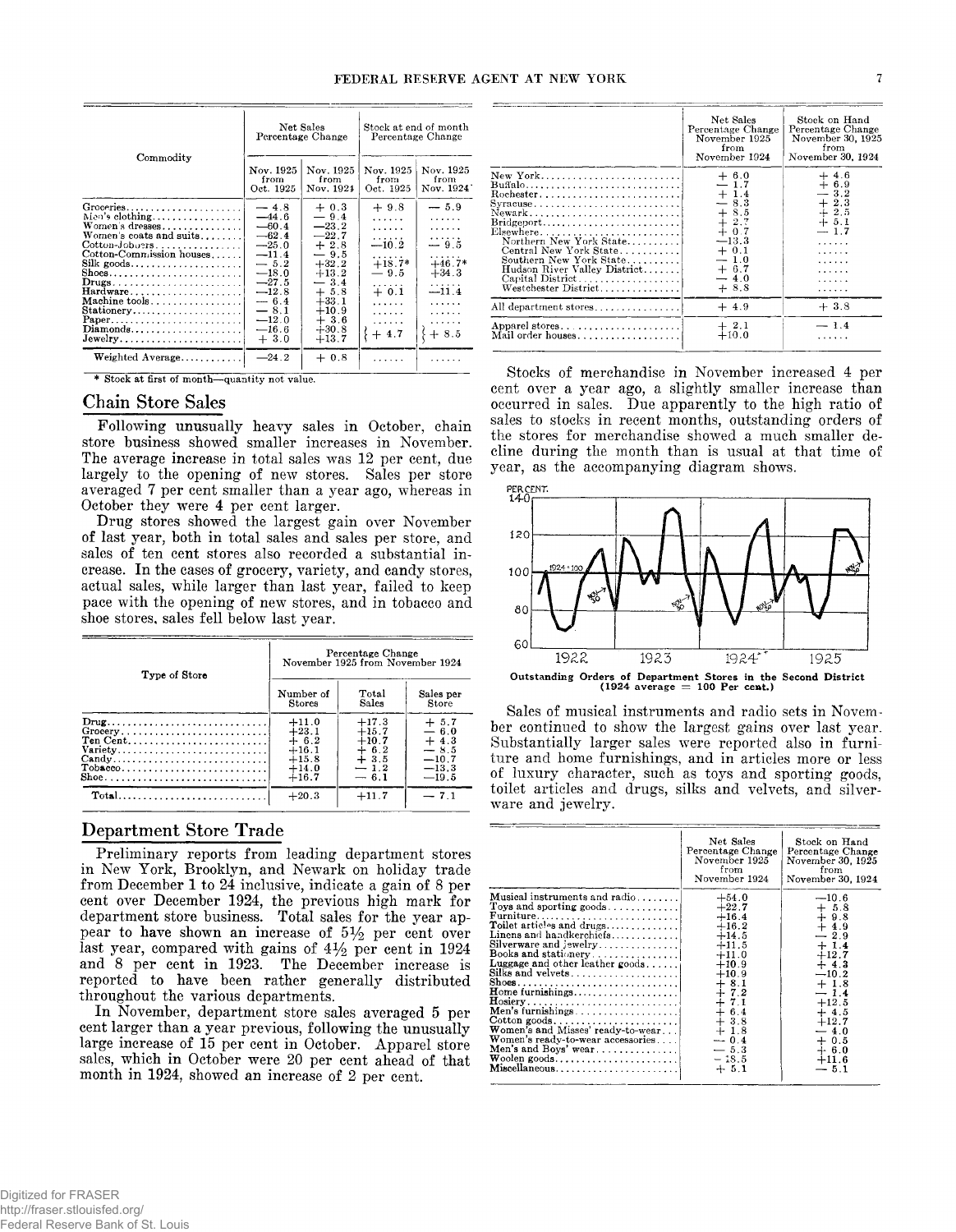| Commodity | Net Sales Percentage Change | | Stock at end of month Percentage Change | |
|---|---|---|---|---|
| | Nov. 1925 from Oct. 1925 | Nov. 1925 from Nov. 1924 | Nov. 1925 from Oct. 1925 | Nov. 1925 from Nov. 1924 |
| Groceries | — 4.8 | + 0.3 | + 9.8 | — 5.9 |
| Men's clothing | —44.6 | — 9.4 | ...... | ...... |
| Women's dresses | —60.4 | —23.2 | ...... | ...... |
| Women's coats and suits | —62.4 | —22.7 | ...... | ...... |
| Cotton-Jobbers | —25.0 | + 2.8 | —10.2 | — 9.5 |
| Cotton-Commission houses | —11.4 | — 9.5 | ...... | ...... |
| Silk goods | — 5.2 | +32.2 | +18.7* | +46.7* |
| Shoes | —18.0 | +13.2 | — 9.5 | +34.3 |
| Drugs | —27.5 | — 3.4 | ...... | ...... |
| Hardware | —12.8 | + 5.8 | + 0.1 | —11.4 |
| Machine tools | — 6.4 | +33.1 | ...... | ...... |
| Stationery | — 8.1 | +10.9 | ...... | ...... |
| Paper | —12.0 | + 3.6 | ...... | ...... |
| Diamonds | —16.6 | +30.8 | + 4.7 | + 8.5 |
| Jewelry | + 3.0 | +13.7 | | |
| Weighted Average | —24.2 | + 0.8 | ...... | ...... |

\* Stock at first of month—quantity not value.

## Chain Store Sales

Following unusually heavy sales in October, chain store business showed smaller increases in November. The average increase in total sales was 12 per cent, due largely to the opening of new stores. Sales per store averaged 7 per cent smaller than a year ago, whereas in October they were 4 per cent larger.

Drug stores showed the largest gain over November of last year, both in total sales and sales per store, and sales of ten cent stores also recorded a substantial increase. In the cases of grocery, variety, and candy stores, actual sales, while larger than last year, failed to keep pace with the opening of new stores, and in tobacco and shoe stores, sales fell below last year.

| Type of Store | Percentage Change November 1925 from November 1924 | | |
|---|---|---|---|
| | Number of Stores | Total Sales | Sales per Store |
| Drug | +11.0 | +17.3 | + 5.7 |
| Grocery | +23.1 | +15.7 | — 6.0 |
| Ten Cent | + 6.2 | +10.7 | + 4.3 |
| Variety | +16.1 | + 6.2 | — 8.5 |
| Candy | +15.8 | + 3.5 | —10.7 |
| Tobacco | +14.0 | — 1.2 | —13.3 |
| Shoe | +16.7 | — 6.1 | —19.5 |
| Total | +20.3 | +11.7 | — 7.1 |

## Department Store Trade

Preliminary reports from leading department stores in New York, Brooklyn, and Newark on holiday trade from December 1 to 24 inclusive, indicate a gain of 8 per cent over December 1924, the previous high mark for department store business. Total sales for the year appear to have shown an increase of 5½ per cent over last year, compared with gains of 4½ per cent in 1924 and 8 per cent in 1923. The December increase is reported to have been rather generally distributed throughout the various departments.

In November, department store sales averaged 5 per cent larger than a year previous, following the unusually large increase of 15 per cent in October. Apparel store sales, which in October were 20 per cent ahead of that month in 1924, showed an increase of 2 per cent.

| | Net Sales Percentage Change November 1925 from November 1924 | Stock on Hand Percentage Change November 30, 1925 from November 30, 1924 |
|---|---|---|
| New York | + 6.0 | + 4.6 |
| Buffalo | — 1.7 | + 6.9 |
| Rochester | + 1.4 | — 3.2 |
| Syracuse | — 8.3 | + 2.3 |
| Newark | + 8.5 | + 2.5 |
| Bridgeport | + 2.7 | + 5.1 |
| Elsewhere | + 0.7 | — 1.7 |
| Northern New York State | —13.3 | ...... |
| Central New York State | + 0.1 | ...... |
| Southern New York State | — 1.0 | ...... |
| Hudson River Valley District | + 6.7 | ...... |
| Capital District | — 4.0 | ...... |
| Westchester District | + 8.8 | ...... |
| All department stores | + 4.9 | + 3.8 |
| Apparel stores | + 2.1 | — 1.4 |
| Mail order houses | +10.0 | ...... |

Stocks of merchandise in November increased 4 per cent over a year ago, a slightly smaller increase than occurred in sales. Due apparently to the high ratio of sales to stocks in recent months, outstanding orders of the stores for merchandise showed a much smaller decline during the month than is usual at that time of year, as the accompanying diagram shows.

Outstanding Orders of Department Stores in the Second District (1924 average = 100 Per cent.)

Sales of musical instruments and radio sets in November continued to show the largest gains over last year. Substantially larger sales were reported also in furniture and home furnishings, and in articles more or less of luxury character, such as toys and sporting goods, toilet articles and drugs, silks and velvets, and silverware and jewelry.

| | Net Sales Percentage Change November 1925 from November 1924 | Stock on Hand Percentage Change November 30, 1925 from November 30, 1924 |
|---|---|---|
| Musical instruments and radio | +54.0 | —10.6 |
| Toys and sporting goods | +22.7 | + 5.8 |
| Furniture | +16.4 | + 9.8 |
| Toilet articles and drugs | +16.2 | + 4.9 |
| Linens and handkerchiefs | +14.5 | — 2.9 |
| Silverware and jewelry | +11.5 | + 1.4 |
| Books and stationery | +11.0 | +12.7 |
| Luggage and other leather goods | +10.9 | + 4.3 |
| Silks and velvets | +10.9 | —10.2 |
| Shoes | + 8.1 | + 1.8 |
| Home furnishings | + 7.2 | — 1.4 |
| Hosiery | + 7.1 | +12.5 |
| Men's furnishings | + 6.4 | + 4.5 |
| Cotton goods | + 3.8 | +12.7 |
| Women's and Misses' ready-to-wear | + 1.8 | — 4.0 |
| Women's ready-to-wear accessories | — 0.4 | + 0.5 |
| Men's and Boys' wear | — 5.3 | + 6.0 |
| Woolen goods | —18.5 | +11.6 |
| Miscellaneous | + 5.1 | — 5.1 |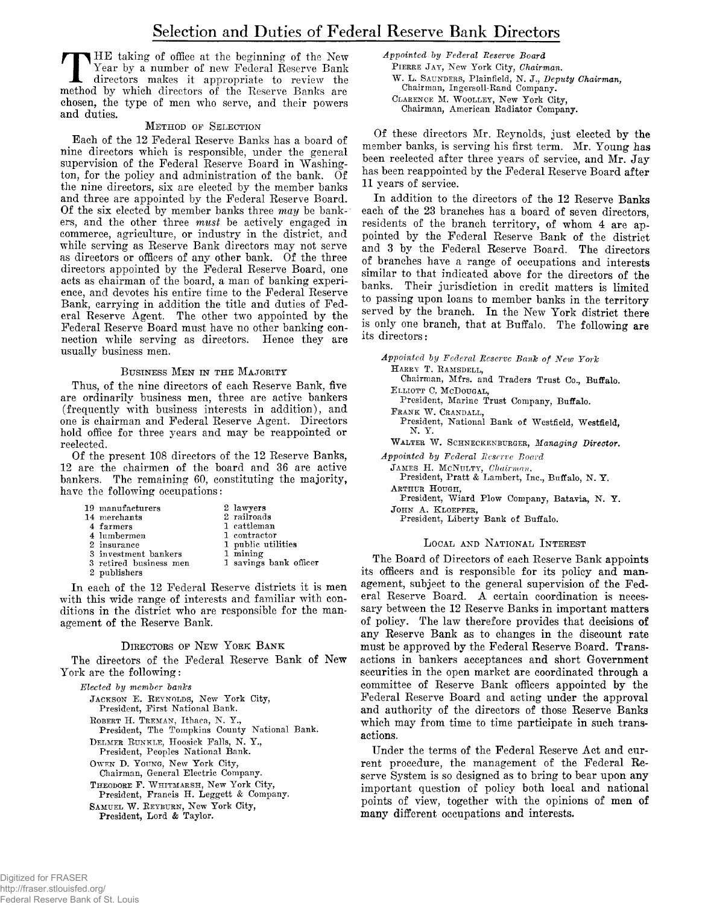# Selection and Duties of Federal Reserve Bank Directors

The taking of office at the beginning of the New Year by a number of new Federal Reserve Bank directors makes it appropriate to review the method by which directors of the Reserve Banks are chosen, the type of men who serve, and their powers and duties.

### Method of Selection

Each of the 12 Federal Reserve Banks has a board of nine directors which is responsible, under the general supervision of the Federal Reserve Board in Washington, for the policy and administration of the bank. Of the nine directors, six are elected by the member banks and three are appointed by the Federal Reserve Board. Of the six elected by member banks three *may* be bankers, and the other three *must* be actively engaged in commerce, agriculture, or industry in the district, and while serving as Reserve Bank directors may not serve as directors or officers of any other bank. Of the three directors appointed by the Federal Reserve Board, one acts as chairman of the board, a man of banking experience, and devotes his entire time to the Federal Reserve Bank, carrying in addition the title and duties of Federal Reserve Agent. The other two appointed by the Federal Reserve Board must have no other banking connection while serving as directors. Hence they are usually business men.

### Business Men in the Majority

Thus, of the nine directors of each Reserve Bank, five are ordinarily business men, three are active bankers (frequently with business interests in addition), and one is chairman and Federal Reserve Agent. Directors hold office for three years and may be reappointed or reelected.

Of the present 108 directors of the 12 Reserve Banks, 12 are the chairmen of the board and 36 are active bankers. The remaining 60, constituting the majority, have the following occupations:

| | |
|---|---|
| 19 manufacturers | 2 lawyers |
| 14 merchants | 2 railroads |
| 4 farmers | 1 cattleman |
| 4 lumbermen | 1 contractor |
| 2 insurance | 1 public utilities |
| 3 investment bankers | 1 mining |
| 3 retired business men | 1 savings bank officer |
| 2 publishers | |

In each of the 12 Federal Reserve districts it is men with this wide range of interests and familiar with conditions in the district who are responsible for the management of the Reserve Bank.

### Directors of New York Bank

The directors of the Federal Reserve Bank of New York are the following:

*Elected by member banks*

Jackson E. Reynolds, New York City,
President, First National Bank.

Robert H. Treman, Ithaca, N. Y.,
President, The Tompkins County National Bank.

Delmer Runkle, Hoosick Falls, N. Y.,
President, Peoples National Bank.

Owen D. Young, New York City,
Chairman, General Electric Company.

Theodore F. Whitmarsh, New York City,
President, Francis H. Leggett & Company.

Samuel W. Reyburn, New York City,
President, Lord & Taylor.

*Appointed by Federal Reserve Board*

Pierre Jay, New York City, *Chairman.*

W. L. Saunders, Plainfield, N. J., *Deputy Chairman,*
Chairman, Ingersoll-Rand Company.

Clarence M. Woolley, New York City,
Chairman, American Radiator Company.

Of these directors Mr. Reynolds, just elected by the member banks, is serving his first term. Mr. Young has been reelected after three years of service, and Mr. Jay has been reappointed by the Federal Reserve Board after 11 years of service.

In addition to the directors of the 12 Reserve Banks each of the 23 branches has a board of seven directors, residents of the branch territory, of whom 4 are appointed by the Federal Reserve Bank of the district and 3 by the Federal Reserve Board. The directors of branches have a range of occupations and interests similar to that indicated above for the directors of the banks. Their jurisdiction in credit matters is limited to passing upon loans to member banks in the territory served by the branch. In the New York district there is only one branch, that at Buffalo. The following are its directors:

*Appointed by Federal Reserve Bank of New York*

Harry T. Ramsdell,
Chairman, Mfrs. and Traders Trust Co., Buffalo.

Elliott C. McDougal,
President, Marine Trust Company, Buffalo.

Frank W. Crandall,
President, National Bank of Westfield, Westfield, N. Y.

Walter W. Schneckenburger, *Managing Director.*

*Appointed by Federal Reserve Board*

James H. McNulty, *Chairman.*
President, Pratt & Lambert, Inc., Buffalo, N. Y.

Arthur Hough,
President, Wiard Plow Company, Batavia, N. Y.

John A. Kloepfer,
President, Liberty Bank of Buffalo.

### Local and National Interest

The Board of Directors of each Reserve Bank appoints its officers and is responsible for its policy and management, subject to the general supervision of the Federal Reserve Board. A certain coordination is necessary between the 12 Reserve Banks in important matters of policy. The law therefore provides that decisions of any Reserve Bank as to changes in the discount rate must be approved by the Federal Reserve Board. Transactions in bankers acceptances and short Government securities in the open market are coordinated through a committee of Reserve Bank officers appointed by the Federal Reserve Board and acting under the approval and authority of the directors of those Reserve Banks which may from time to time participate in such transactions.

Under the terms of the Federal Reserve Act and current procedure, the management of the Federal Reserve System is so designed as to bring to bear upon any important question of policy both local and national points of view, together with the opinions of men of many different occupations and interests.